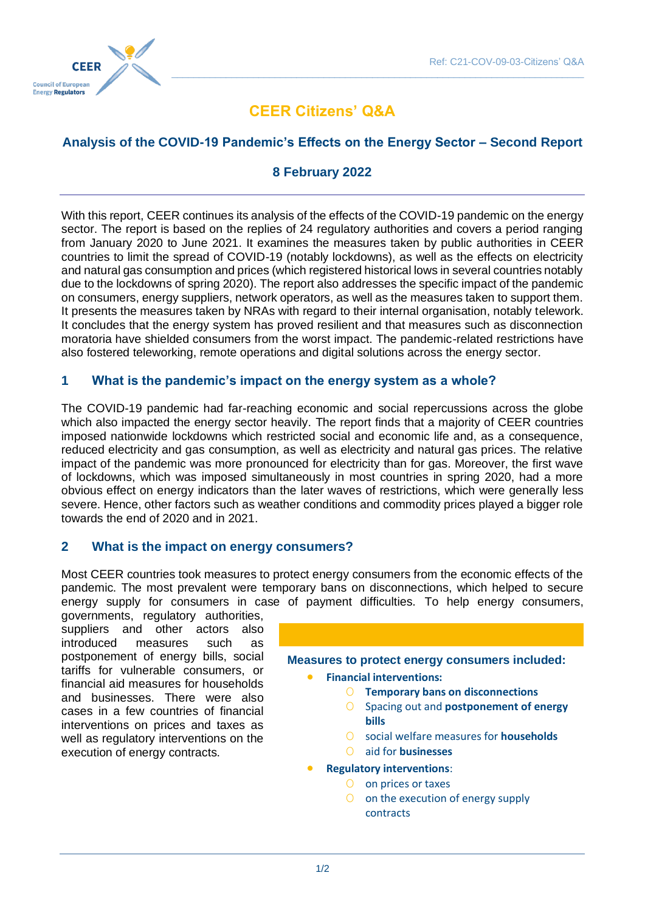Ref: C21-COV-09-03-Citizens' Q&A

# CEER Citizens' Q&A

## Analysis of the COVID-19 Pandemic's Effects on the Energy Sector – Second Report

**8 February 2022**

With this report, CEER continues its analysis of the effects of the COVID-19 pandemic on the energy sector. The report is based on the replies of 24 regulatory authorities and covers a period ranging from January 2020 to June 2021. It examines the measures taken by public authorities in CEER countries to limit the spread of COVID-19 (notably lockdowns), as well as the effects on electricity and natural gas consumption and prices (which registered historical lows in several countries notably due to the lockdowns of spring 2020). The report also addresses the specific impact of the pandemic on consumers, energy suppliers, network operators, as well as the measures taken to support them. It presents the measures taken by NRAs with regard to their internal organisation, notably telework. It concludes that the energy system has proved resilient and that measures such as disconnection moratoria have shielded consumers from the worst impact. The pandemic-related restrictions have also fostered teleworking, remote operations and digital solutions across the energy sector.

## 1 What is the pandemic's impact on the energy system as a whole?

The COVID-19 pandemic had far-reaching economic and social repercussions across the globe which also impacted the energy sector heavily. The report finds that a majority of CEER countries imposed nationwide lockdowns which restricted social and economic life and, as a consequence, reduced electricity and gas consumption, as well as electricity and natural gas prices. The relative impact of the pandemic was more pronounced for electricity than for gas. Moreover, the first wave of lockdowns, which was imposed simultaneously in most countries in spring 2020, had a more obvious effect on energy indicators than the later waves of restrictions, which were generally less severe. Hence, other factors such as weather conditions and commodity prices played a bigger role towards the end of 2020 and in 2021.

## 2 What is the impact on energy consumers?

Most CEER countries took measures to protect energy consumers from the economic effects of the pandemic. The most prevalent were temporary bans on disconnections, which helped to secure energy supply for consumers in case of payment difficulties. To help energy consumers, governments, regulatory authorities, suppliers and other actors also introduced measures such as postponement of energy bills, social tariffs for vulnerable consumers, or financial aid measures for households and businesses. There were also cases in a few countries of financial interventions on prices and taxes as well as regulatory interventions on the execution of energy contracts.

**Measures to protect energy consumers included:**

- **Financial interventions:**
  - **Temporary bans on disconnections**
  - Spacing out and **postponement of energy bills**
  - social welfare measures for **households**
  - aid for **businesses**
- **Regulatory interventions**:
  - on prices or taxes
  - on the execution of energy supply contracts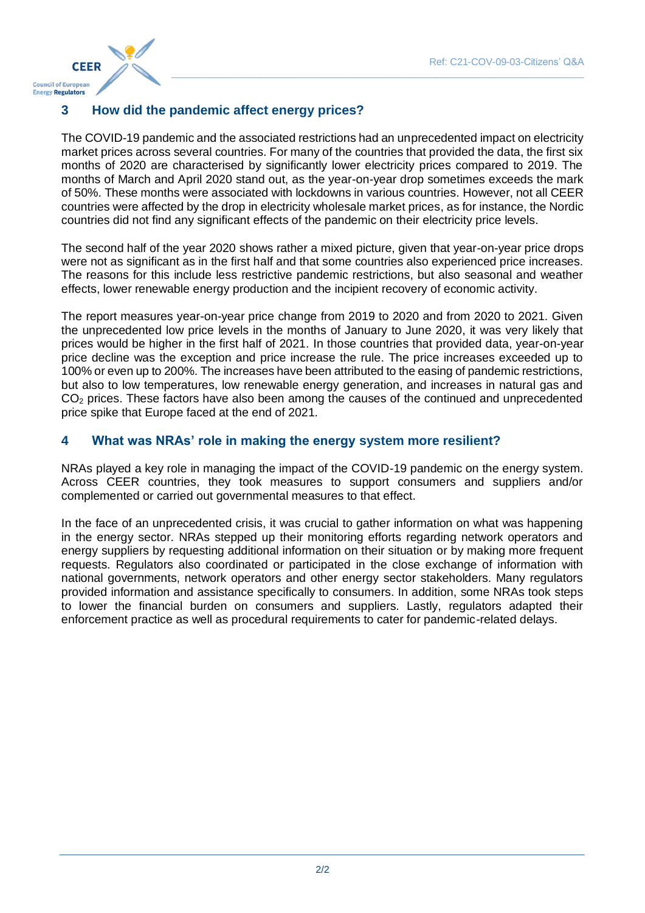## 3 How did the pandemic affect energy prices?

The COVID-19 pandemic and the associated restrictions had an unprecedented impact on electricity market prices across several countries. For many of the countries that provided the data, the first six months of 2020 are characterised by significantly lower electricity prices compared to 2019. The months of March and April 2020 stand out, as the year-on-year drop sometimes exceeds the mark of 50%. These months were associated with lockdowns in various countries. However, not all CEER countries were affected by the drop in electricity wholesale market prices, as for instance, the Nordic countries did not find any significant effects of the pandemic on their electricity price levels.

The second half of the year 2020 shows rather a mixed picture, given that year-on-year price drops were not as significant as in the first half and that some countries also experienced price increases. The reasons for this include less restrictive pandemic restrictions, but also seasonal and weather effects, lower renewable energy production and the incipient recovery of economic activity.

The report measures year-on-year price change from 2019 to 2020 and from 2020 to 2021. Given the unprecedented low price levels in the months of January to June 2020, it was very likely that prices would be higher in the first half of 2021. In those countries that provided data, year-on-year price decline was the exception and price increase the rule. The price increases exceeded up to 100% or even up to 200%. The increases have been attributed to the easing of pandemic restrictions, but also to low temperatures, low renewable energy generation, and increases in natural gas and $CO_2$ prices. These factors have also been among the causes of the continued and unprecedented price spike that Europe faced at the end of 2021.

## 4 What was NRAs' role in making the energy system more resilient?

NRAs played a key role in managing the impact of the COVID-19 pandemic on the energy system. Across CEER countries, they took measures to support consumers and suppliers and/or complemented or carried out governmental measures to that effect.

In the face of an unprecedented crisis, it was crucial to gather information on what was happening in the energy sector. NRAs stepped up their monitoring efforts regarding network operators and energy suppliers by requesting additional information on their situation or by making more frequent requests. Regulators also coordinated or participated in the close exchange of information with national governments, network operators and other energy sector stakeholders. Many regulators provided information and assistance specifically to consumers. In addition, some NRAs took steps to lower the financial burden on consumers and suppliers. Lastly, regulators adapted their enforcement practice as well as procedural requirements to cater for pandemic-related delays.